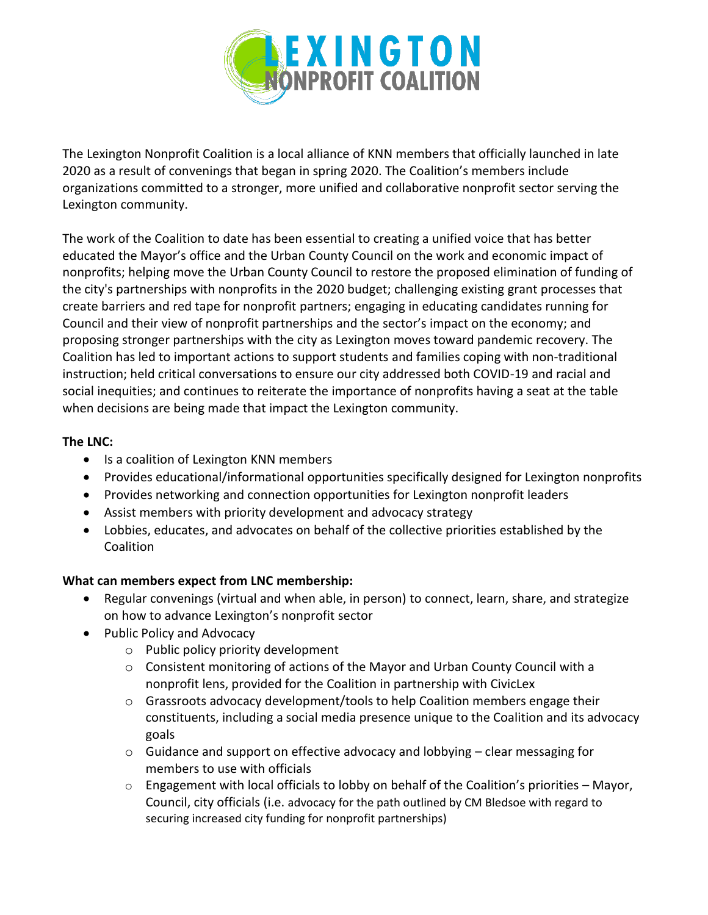# LEXINGTON NONPROFIT COALITION

The Lexington Nonprofit Coalition is a local alliance of KNN members that officially launched in late 2020 as a result of convenings that began in spring 2020. The Coalition's members include organizations committed to a stronger, more unified and collaborative nonprofit sector serving the Lexington community.

The work of the Coalition to date has been essential to creating a unified voice that has better educated the Mayor's office and the Urban County Council on the work and economic impact of nonprofits; helping move the Urban County Council to restore the proposed elimination of funding of the city's partnerships with nonprofits in the 2020 budget; challenging existing grant processes that create barriers and red tape for nonprofit partners; engaging in educating candidates running for Council and their view of nonprofit partnerships and the sector's impact on the economy; and proposing stronger partnerships with the city as Lexington moves toward pandemic recovery. The Coalition has led to important actions to support students and families coping with non-traditional instruction; held critical conversations to ensure our city addressed both COVID-19 and racial and social inequities; and continues to reiterate the importance of nonprofits having a seat at the table when decisions are being made that impact the Lexington community.

**The LNC:**

- Is a coalition of Lexington KNN members
- Provides educational/informational opportunities specifically designed for Lexington nonprofits
- Provides networking and connection opportunities for Lexington nonprofit leaders
- Assist members with priority development and advocacy strategy
- Lobbies, educates, and advocates on behalf of the collective priorities established by the Coalition

**What can members expect from LNC membership:**

- Regular convenings (virtual and when able, in person) to connect, learn, share, and strategize on how to advance Lexington's nonprofit sector
- Public Policy and Advocacy
  - Public policy priority development
  - Consistent monitoring of actions of the Mayor and Urban County Council with a nonprofit lens, provided for the Coalition in partnership with CivicLex
  - Grassroots advocacy development/tools to help Coalition members engage their constituents, including a social media presence unique to the Coalition and its advocacy goals
  - Guidance and support on effective advocacy and lobbying – clear messaging for members to use with officials
  - Engagement with local officials to lobby on behalf of the Coalition's priorities – Mayor, Council, city officials (i.e. advocacy for the path outlined by CM Bledsoe with regard to securing increased city funding for nonprofit partnerships)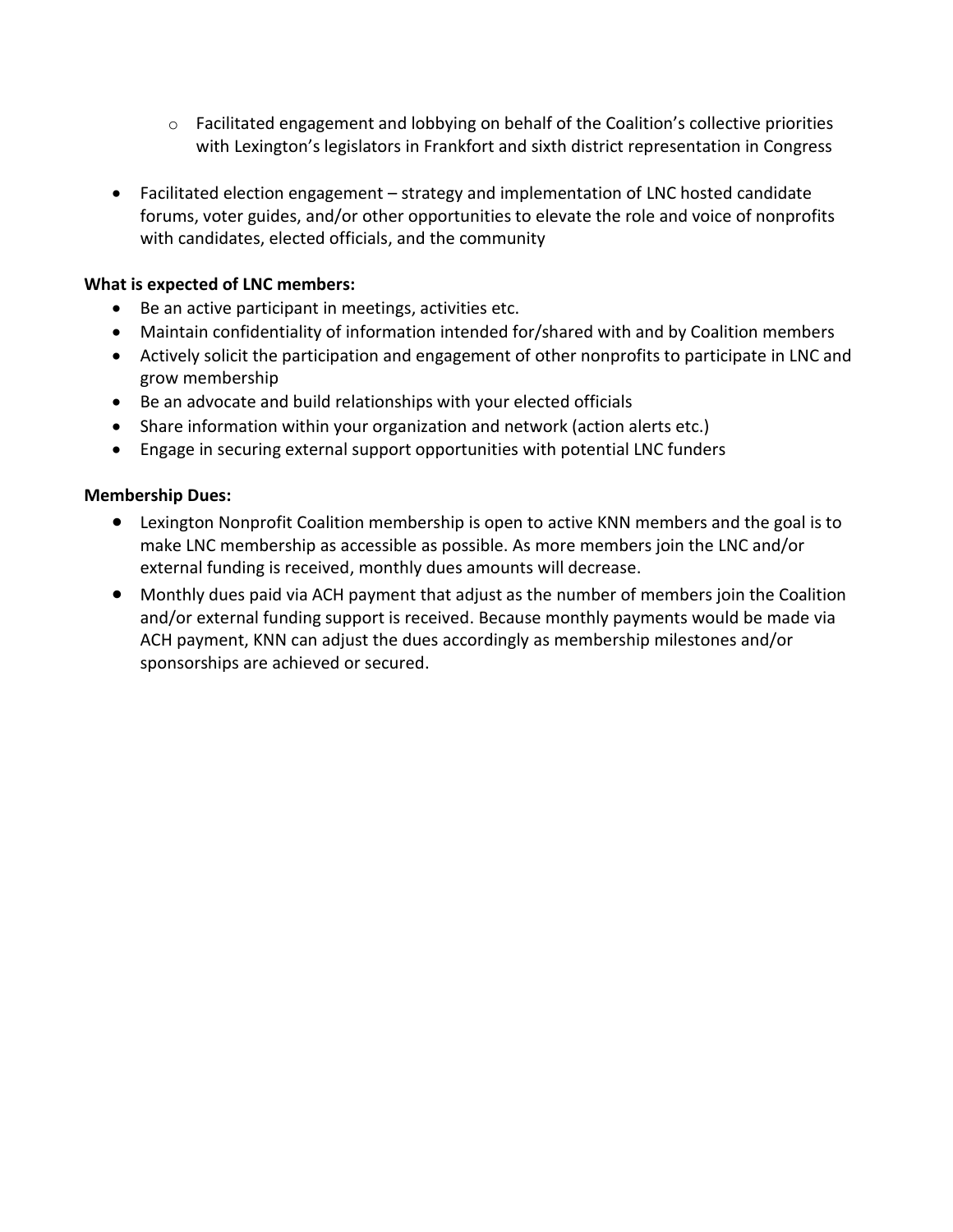- Facilitated engagement and lobbying on behalf of the Coalition's collective priorities with Lexington's legislators in Frankfort and sixth district representation in Congress

- Facilitated election engagement – strategy and implementation of LNC hosted candidate forums, voter guides, and/or other opportunities to elevate the role and voice of nonprofits with candidates, elected officials, and the community

**What is expected of LNC members:**

- Be an active participant in meetings, activities etc.
- Maintain confidentiality of information intended for/shared with and by Coalition members
- Actively solicit the participation and engagement of other nonprofits to participate in LNC and grow membership
- Be an advocate and build relationships with your elected officials
- Share information within your organization and network (action alerts etc.)
- Engage in securing external support opportunities with potential LNC funders

**Membership Dues:**

- Lexington Nonprofit Coalition membership is open to active KNN members and the goal is to make LNC membership as accessible as possible. As more members join the LNC and/or external funding is received, monthly dues amounts will decrease.
- Monthly dues paid via ACH payment that adjust as the number of members join the Coalition and/or external funding support is received. Because monthly payments would be made via ACH payment, KNN can adjust the dues accordingly as membership milestones and/or sponsorships are achieved or secured.